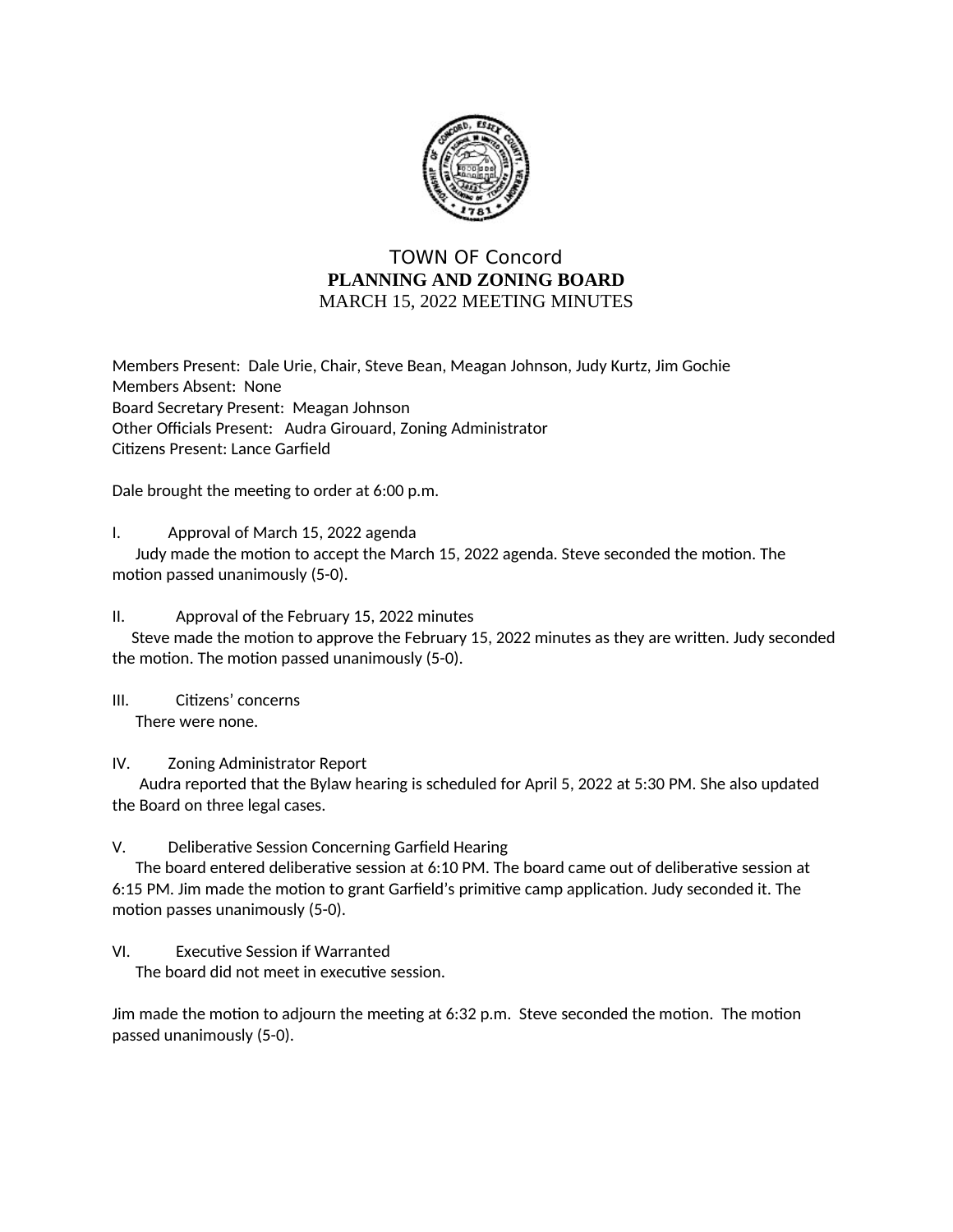# TOWN OF Concord

## PLANNING AND ZONING BOARD

MARCH 15, 2022 MEETING MINUTES

Members Present: Dale Urie, Chair, Steve Bean, Meagan Johnson, Judy Kurtz, Jim Gochie
Members Absent: None
Board Secretary Present: Meagan Johnson
Other Officials Present: Audra Girouard, Zoning Administrator
Citizens Present: Lance Garfield

Dale brought the meeting to order at 6:00 p.m.

I. Approval of March 15, 2022 agenda

Judy made the motion to accept the March 15, 2022 agenda. Steve seconded the motion. The motion passed unanimously (5-0).

II. Approval of the February 15, 2022 minutes

Steve made the motion to approve the February 15, 2022 minutes as they are written. Judy seconded the motion. The motion passed unanimously (5-0).

III. Citizens' concerns

There were none.

IV. Zoning Administrator Report

Audra reported that the Bylaw hearing is scheduled for April 5, 2022 at 5:30 PM. She also updated the Board on three legal cases.

V. Deliberative Session Concerning Garfield Hearing

The board entered deliberative session at 6:10 PM. The board came out of deliberative session at 6:15 PM. Jim made the motion to grant Garfield's primitive camp application. Judy seconded it. The motion passes unanimously (5-0).

VI. Executive Session if Warranted

The board did not meet in executive session.

Jim made the motion to adjourn the meeting at 6:32 p.m. Steve seconded the motion. The motion passed unanimously (5-0).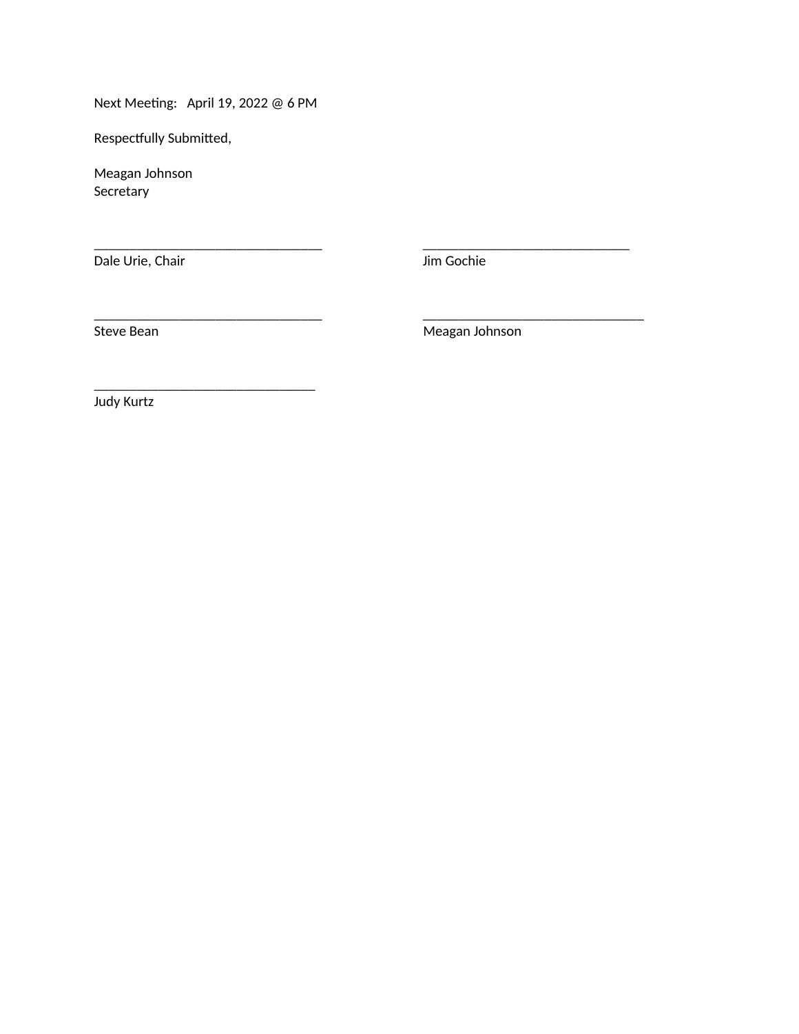Next Meeting: April 19, 2022 @ 6 PM

Respectfully Submitted,

Meagan Johnson
Secretary

_________________________________
Dale Urie, Chair

______________________________
Jim Gochie

_________________________________
Steve Bean

________________________________
Meagan Johnson

________________________________
Judy Kurtz